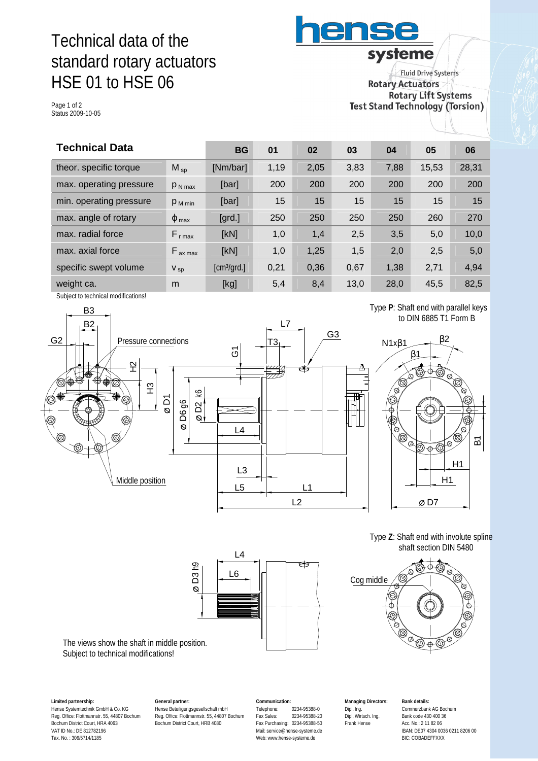# Technical data of the standard rotary actuators HSE 01 to HSE 06

Page 1 of 2
Status 2009-10-05

**hense systeme**
Fluid Drive Systems
Rotary Actuators
Rotary Lift Systems
Test Stand Technology (Torsion)

| **Technical Data** | | **BG** | **01** | **02** | **03** | **04** | **05** | **06** |
|---|---|---|---|---|---|---|---|---|
| theor. specific torque | $M_{sp}$ | [Nm/bar] | 1,19 | 2,05 | 3,83 | 7,88 | 15,53 | 28,31 |
| max. operating pressure | $p_{N\,max}$ | [bar] | 200 | 200 | 200 | 200 | 200 | 200 |
| min. operating pressure | $p_{M\,min}$ | [bar] | 15 | 15 | 15 | 15 | 15 | 15 |
| max. angle of rotary | $\phi_{max}$ | [grd.] | 250 | 250 | 250 | 250 | 260 | 270 |
| max. radial force | $F_{r\,max}$ | [kN] | 1,0 | 1,4 | 2,5 | 3,5 | 5,0 | 10,0 |
| max. axial force | $F_{ax\,max}$ | [kN] | 1,0 | 1,25 | 1,5 | 2,0 | 2,5 | 5,0 |
| specific swept volume | $V_{sp}$ | [cm³/grd.] | 0,21 | 0,36 | 0,67 | 1,38 | 2,71 | 4,94 |
| weight ca. | m | [kg] | 5,4 | 8,4 | 13,0 | 28,0 | 45,5 | 82,5 |

Subject to technical modifications!

Type **P**: Shaft end with parallel keys to DIN 6885 T1 Form B

Type **Z**: Shaft end with involute spline shaft section DIN 5480

The views show the shaft in middle position.
Subject to technical modifications!

**Limited partnership:**
Hense Systemtechnik GmbH & Co. KG
Reg. Office: Flottmannstr. 55, 44807 Bochum
Bochum District Court, HRA 4063
VAT ID No.: DE 812782196
Tax. No. : 306/5714/1185

**General partner:**
Hense Beteiligungsgesellschaft mbH
Reg. Office: Flottmannstr. 55, 44807 Bochum
Bochum District Court, HRB 4080

**Communication:**
Telephone: 0234-95388-0
Fax Sales: 0234-95388-20
Fax Purchasing: 0234-95388-50
Mail: service@hense-systeme.de
Web: www.hense-systeme.de

**Managing Directors:**
Dipl. Ing.
Dipl. Wirtsch. Ing.
Frank Hense

**Bank details:**
Commerzbank AG Bochum
Bank code 430 400 36
Acc. No.: 2 11 82 06
IBAN: DE07 4304 0036 0211 8206 00
BIC: COBADEFFXXX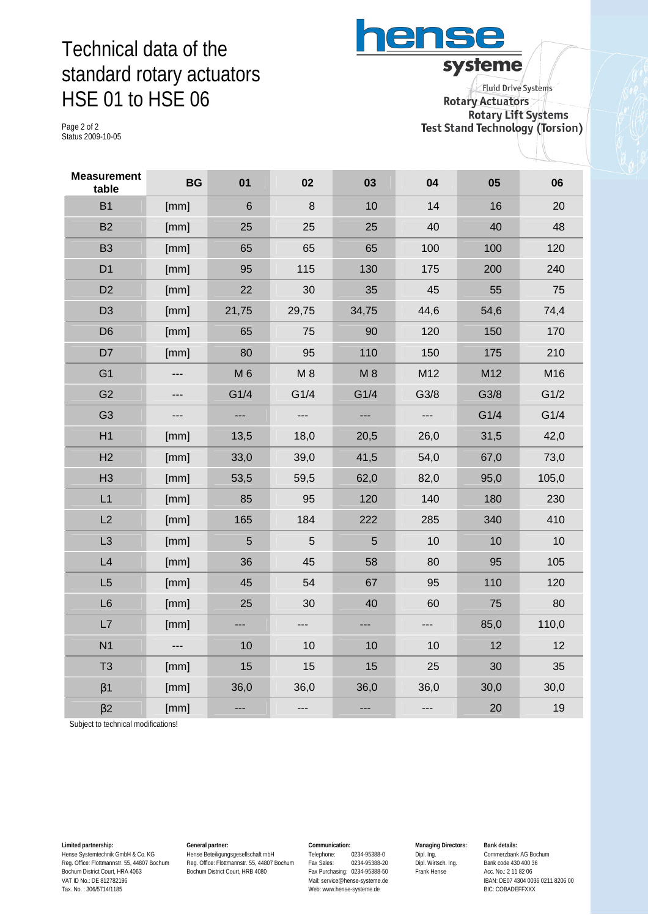# Technical data of the standard rotary actuators HSE 01 to HSE 06

Page 2 of 2
Status 2009-10-05

**hense systeme**

Fluid Drive Systems
Rotary Actuators
Rotary Lift Systems
Test Stand Technology (Torsion)

| Measurement table | BG | 01 | 02 | 03 | 04 | 05 | 06 |
|---|---|---|---|---|---|---|---|
| B1 | [mm] | 6 | 8 | 10 | 14 | 16 | 20 |
| B2 | [mm] | 25 | 25 | 25 | 40 | 40 | 48 |
| B3 | [mm] | 65 | 65 | 65 | 100 | 100 | 120 |
| D1 | [mm] | 95 | 115 | 130 | 175 | 200 | 240 |
| D2 | [mm] | 22 | 30 | 35 | 45 | 55 | 75 |
| D3 | [mm] | 21,75 | 29,75 | 34,75 | 44,6 | 54,6 | 74,4 |
| D6 | [mm] | 65 | 75 | 90 | 120 | 150 | 170 |
| D7 | [mm] | 80 | 95 | 110 | 150 | 175 | 210 |
| G1 | --- | M 6 | M 8 | M 8 | M12 | M12 | M16 |
| G2 | --- | G1/4 | G1/4 | G1/4 | G3/8 | G3/8 | G1/2 |
| G3 | --- | --- | --- | --- | --- | G1/4 | G1/4 |
| H1 | [mm] | 13,5 | 18,0 | 20,5 | 26,0 | 31,5 | 42,0 |
| H2 | [mm] | 33,0 | 39,0 | 41,5 | 54,0 | 67,0 | 73,0 |
| H3 | [mm] | 53,5 | 59,5 | 62,0 | 82,0 | 95,0 | 105,0 |
| L1 | [mm] | 85 | 95 | 120 | 140 | 180 | 230 |
| L2 | [mm] | 165 | 184 | 222 | 285 | 340 | 410 |
| L3 | [mm] | 5 | 5 | 5 | 10 | 10 | 10 |
| L4 | [mm] | 36 | 45 | 58 | 80 | 95 | 105 |
| L5 | [mm] | 45 | 54 | 67 | 95 | 110 | 120 |
| L6 | [mm] | 25 | 30 | 40 | 60 | 75 | 80 |
| L7 | [mm] | --- | --- | --- | --- | 85,0 | 110,0 |
| N1 | --- | 10 | 10 | 10 | 10 | 12 | 12 |
| T3 | [mm] | 15 | 15 | 15 | 25 | 30 | 35 |
| β1 | [mm] | 36,0 | 36,0 | 36,0 | 36,0 | 30,0 | 30,0 |
| β2 | [mm] | --- | --- | --- | --- | 20 | 19 |

Subject to technical modifications!

**Limited partnership:**
Hense Systemtechnik GmbH & Co. KG
Reg. Office: Flottmannstr. 55, 44807 Bochum
Bochum District Court, HRA 4063
VAT ID No.: DE 812782196
Tax. No. : 306/5714/1185

**General partner:**
Hense Beteiligungsgesellschaft mbH
Reg. Office: Flottmannstr. 55, 44807 Bochum
Bochum District Court, HRB 4080

**Communication:**
Telephone: 0234-95388-0
Fax Sales: 0234-95388-20
Fax Purchasing: 0234-95388-50
Mail: service@hense-systeme.de
Web: www.hense-systeme.de

**Managing Directors:**
Dipl. Ing.
Dipl. Wirtsch. Ing.
Frank Hense

**Bank details:**
Commerzbank AG Bochum
Bank code 430 400 36
Acc. No.: 2 11 82 06
IBAN: DE07 4304 0036 0211 8206 00
BIC: COBADEFFXXX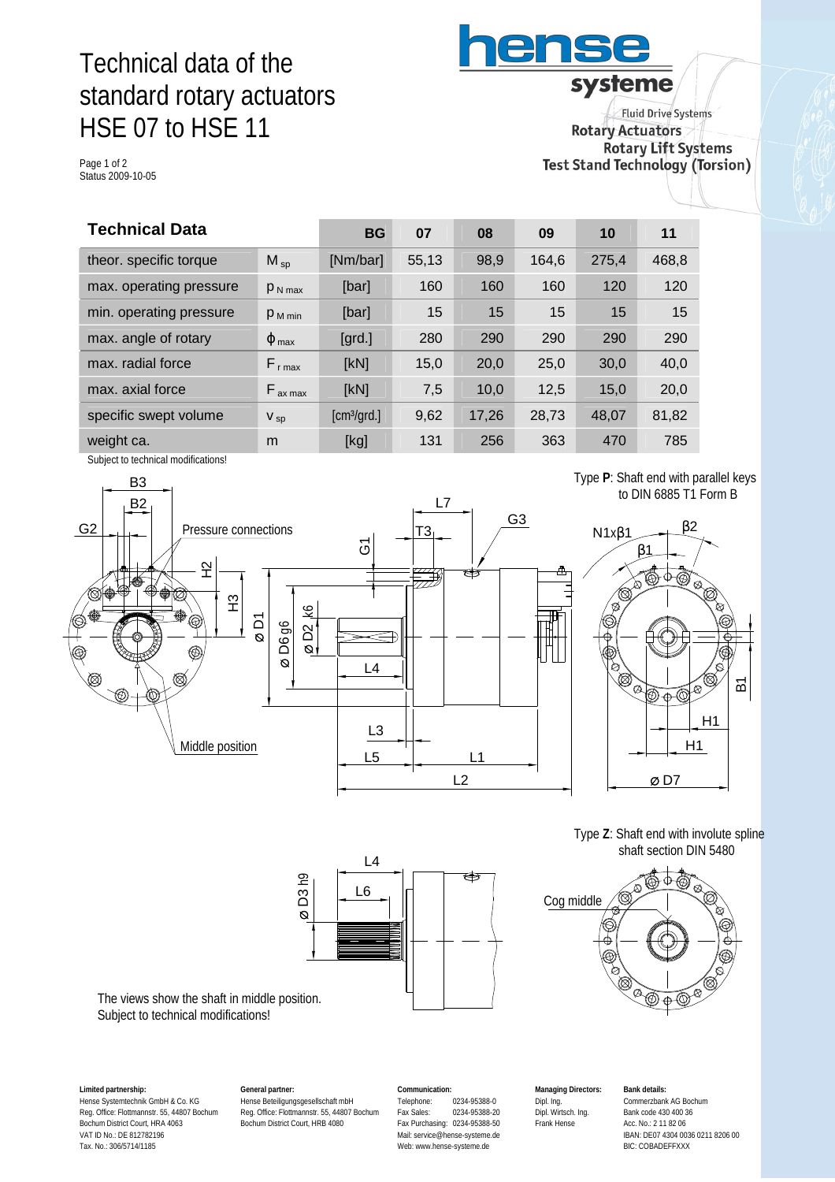# Technical data of the standard rotary actuators HSE 07 to HSE 11

Page 1 of 2
Status 2009-10-05

**hense systeme**
Fluid Drive Systems
Rotary Actuators
Rotary Lift Systems
Test Stand Technology (Torsion)

| Technical Data | | BG | 07 | 08 | 09 | 10 | 11 |
|---|---|---|---|---|---|---|---|
| theor. specific torque | $M_{sp}$ | [Nm/bar] | 55,13 | 98,9 | 164,6 | 275,4 | 468,8 |
| max. operating pressure | $p_{N\,max}$ | [bar] | 160 | 160 | 160 | 120 | 120 |
| min. operating pressure | $p_{M\,min}$ | [bar] | 15 | 15 | 15 | 15 | 15 |
| max. angle of rotary | $\phi_{max}$ | [grd.] | 280 | 290 | 290 | 290 | 290 |
| max. radial force | $F_{r\,max}$ | [kN] | 15,0 | 20,0 | 25,0 | 30,0 | 40,0 |
| max. axial force | $F_{ax\,max}$ | [kN] | 7,5 | 10,0 | 12,5 | 15,0 | 20,0 |
| specific swept volume | $V_{sp}$ | [cm³/grd.] | 9,62 | 17,26 | 28,73 | 48,07 | 81,82 |
| weight ca. | m | [kg] | 131 | 256 | 363 | 470 | 785 |

Subject to technical modifications!

Pressure connections

Middle position

Type **P**: Shaft end with parallel keys to DIN 6885 T1 Form B

Type **Z**: Shaft end with involute spline shaft section DIN 5480

Cog middle

The views show the shaft in middle position.
Subject to technical modifications!

**Limited partnership:**
Hense Systemtechnik GmbH & Co. KG
Reg. Office: Flottmannstr. 55, 44807 Bochum
Bochum District Court, HRA 4063
VAT ID No.: DE 812782196
Tax. No.: 306/5714/1185

**General partner:**
Hense Beteiligungsgesellschaft mbH
Reg. Office: Flottmannstr. 55, 44807 Bochum
Bochum District Court, HRB 4080

**Communication:**
Telephone: 0234-95388-0
Fax Sales: 0234-95388-20
Fax Purchasing: 0234-95388-50
Mail: service@hense-systeme.de
Web: www.hense-systeme.de

**Managing Directors:**
Dipl. Ing.
Dipl. Wirtsch. Ing.
Frank Hense

**Bank details:**
Commerzbank AG Bochum
Bank code 430 400 36
Acc. No.: 2 11 82 06
IBAN: DE07 4304 0036 0211 8206 00
BIC: COBADEFFXXX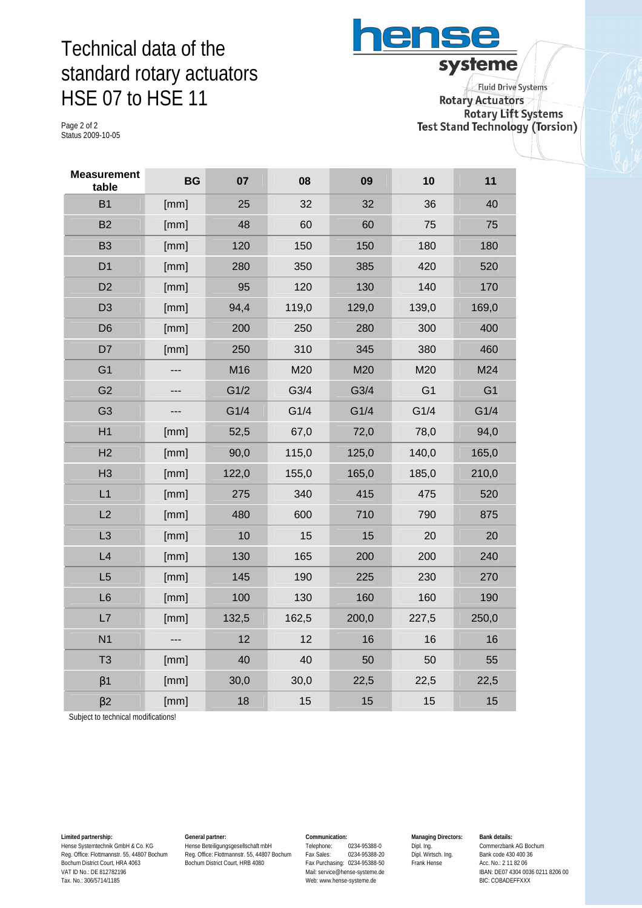# Technical data of the standard rotary actuators HSE 07 to HSE 11

Status 2009-10-05

**hense systeme**

Fluid Drive Systems
Rotary Actuators
Rotary Lift Systems
Test Stand Technology (Torsion)

| Measurement table | BG | 07 | 08 | 09 | 10 | 11 |
|---|---|---|---|---|---|---|
| B1 | [mm] | 25 | 32 | 32 | 36 | 40 |
| B2 | [mm] | 48 | 60 | 60 | 75 | 75 |
| B3 | [mm] | 120 | 150 | 150 | 180 | 180 |
| D1 | [mm] | 280 | 350 | 385 | 420 | 520 |
| D2 | [mm] | 95 | 120 | 130 | 140 | 170 |
| D3 | [mm] | 94,4 | 119,0 | 129,0 | 139,0 | 169,0 |
| D6 | [mm] | 200 | 250 | 280 | 300 | 400 |
| D7 | [mm] | 250 | 310 | 345 | 380 | 460 |
| G1 | --- | M16 | M20 | M20 | M20 | M24 |
| G2 | --- | G1/2 | G3/4 | G3/4 | G1 | G1 |
| G3 | --- | G1/4 | G1/4 | G1/4 | G1/4 | G1/4 |
| H1 | [mm] | 52,5 | 67,0 | 72,0 | 78,0 | 94,0 |
| H2 | [mm] | 90,0 | 115,0 | 125,0 | 140,0 | 165,0 |
| H3 | [mm] | 122,0 | 155,0 | 165,0 | 185,0 | 210,0 |
| L1 | [mm] | 275 | 340 | 415 | 475 | 520 |
| L2 | [mm] | 480 | 600 | 710 | 790 | 875 |
| L3 | [mm] | 10 | 15 | 15 | 20 | 20 |
| L4 | [mm] | 130 | 165 | 200 | 200 | 240 |
| L5 | [mm] | 145 | 190 | 225 | 230 | 270 |
| L6 | [mm] | 100 | 130 | 160 | 160 | 190 |
| L7 | [mm] | 132,5 | 162,5 | 200,0 | 227,5 | 250,0 |
| N1 | --- | 12 | 12 | 16 | 16 | 16 |
| T3 | [mm] | 40 | 40 | 50 | 50 | 55 |
| β1 | [mm] | 30,0 | 30,0 | 22,5 | 22,5 | 22,5 |
| β2 | [mm] | 18 | 15 | 15 | 15 | 15 |

Subject to technical modifications!

**Limited partnership:**
Hense Systemtechnik GmbH & Co. KG
Reg. Office: Flottmannstr. 55, 44807 Bochum
Bochum District Court, HRA 4063
VAT ID No.: DE 812782196
Tax. No.: 306/5714/1185

**General partner:**
Hense Beteiligungsgesellschaft mbH
Reg. Office: Flottmannstr. 55, 44807 Bochum
Bochum District Court, HRB 4080

**Communication:**
Telephone: 0234-95388-0
Fax Sales: 0234-95388-20
Fax Purchasing: 0234-95388-50
Mail: service@hense-systeme.de
Web: www.hense-systeme.de

**Managing Directors:**
Dipl. Ing.
Dipl. Wirtsch. Ing.
Frank Hense

**Bank details:**
Commerzbank AG Bochum
Bank code 430 400 36
Acc. No.: 2 11 82 06
IBAN: DE07 4304 0036 0211 8206 00
BIC: COBADEFFXXX